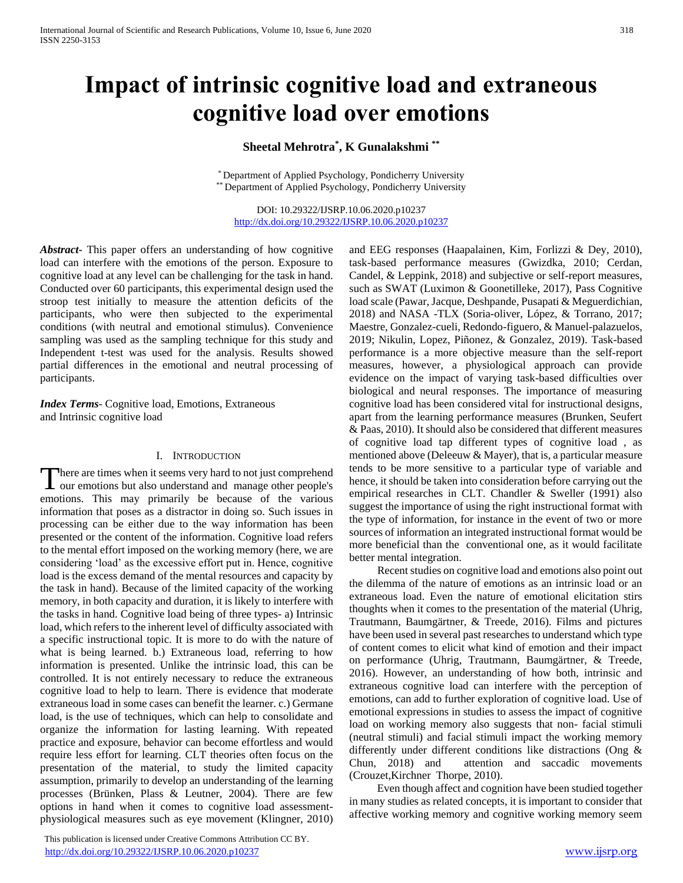# Impact of intrinsic cognitive load and extraneous cognitive load over emotions

**Sheetal Mehrotra[*], K Gunalakshmi [**]**

[*] Department of Applied Psychology, Pondicherry University
[**] Department of Applied Psychology, Pondicherry University

DOI: 10.29322/IJSRP.10.06.2020.p10237
http://dx.doi.org/10.29322/IJSRP.10.06.2020.p10237

***Abstract***- This paper offers an understanding of how cognitive load can interfere with the emotions of the person. Exposure to cognitive load at any level can be challenging for the task in hand. Conducted over 60 participants, this experimental design used the stroop test initially to measure the attention deficits of the participants, who were then subjected to the experimental conditions (with neutral and emotional stimulus). Convenience sampling was used as the sampling technique for this study and Independent t-test was used for the analysis. Results showed partial differences in the emotional and neutral processing of participants.

***Index Terms***- Cognitive load, Emotions, Extraneous and Intrinsic cognitive load

## I. Introduction

There are times when it seems very hard to not just comprehend our emotions but also understand and manage other people's emotions. This may primarily be because of the various information that poses as a distractor in doing so. Such issues in processing can be either due to the way information has been presented or the content of the information. Cognitive load refers to the mental effort imposed on the working memory (here, we are considering 'load' as the excessive effort put in. Hence, cognitive load is the excess demand of the mental resources and capacity by the task in hand). Because of the limited capacity of the working memory, in both capacity and duration, it is likely to interfere with the tasks in hand. Cognitive load being of three types- a) Intrinsic load, which refers to the inherent level of difficulty associated with a specific instructional topic. It is more to do with the nature of what is being learned. b.) Extraneous load, referring to how information is presented. Unlike the intrinsic load, this can be controlled. It is not entirely necessary to reduce the extraneous cognitive load to help to learn. There is evidence that moderate extraneous load in some cases can benefit the learner. c.) Germane load, is the use of techniques, which can help to consolidate and organize the information for lasting learning. With repeated practice and exposure, behavior can become effortless and would require less effort for learning. CLT theories often focus on the presentation of the material, to study the limited capacity assumption, primarily to develop an understanding of the learning processes (Brünken, Plass & Leutner, 2004). There are few options in hand when it comes to cognitive load assessment- physiological measures such as eye movement (Klingner, 2010) and EEG responses (Haapalainen, Kim, Forlizzi & Dey, 2010), task-based performance measures (Gwizdka, 2010; Cerdan, Candel, & Leppink, 2018) and subjective or self-report measures, such as SWAT (Luximon & Goonetilleke, 2017), Pass Cognitive load scale (Pawar, Jacque, Deshpande, Pusapati & Meguerdichian, 2018) and NASA -TLX (Soria-oliver, López, & Torrano, 2017; Maestre, Gonzalez-cueli, Redondo-figuero, & Manuel-palazuelos, 2019; Nikulin, Lopez, Piñonez, & Gonzalez, 2019). Task-based performance is a more objective measure than the self-report measures, however, a physiological approach can provide evidence on the impact of varying task-based difficulties over biological and neural responses. The importance of measuring cognitive load has been considered vital for instructional designs, apart from the learning performance measures (Brunken, Seufert & Paas, 2010). It should also be considered that different measures of cognitive load tap different types of cognitive load , as mentioned above (Deleeuw & Mayer), that is, a particular measure tends to be more sensitive to a particular type of variable and hence, it should be taken into consideration before carrying out the empirical researches in CLT. Chandler & Sweller (1991) also suggest the importance of using the right instructional format with the type of information, for instance in the event of two or more sources of information an integrated instructional format would be more beneficial than the conventional one, as it would facilitate better mental integration.

Recent studies on cognitive load and emotions also point out the dilemma of the nature of emotions as an intrinsic load or an extraneous load. Even the nature of emotional elicitation stirs thoughts when it comes to the presentation of the material (Uhrig, Trautmann, Baumgärtner, & Treede, 2016). Films and pictures have been used in several past researches to understand which type of content comes to elicit what kind of emotion and their impact on performance (Uhrig, Trautmann, Baumgärtner, & Treede, 2016). However, an understanding of how both, intrinsic and extraneous cognitive load can interfere with the perception of emotions, can add to further exploration of cognitive load. Use of emotional expressions in studies to assess the impact of cognitive load on working memory also suggests that non- facial stimuli (neutral stimuli) and facial stimuli impact the working memory differently under different conditions like distractions (Ong & Chun, 2018) and attention and saccadic movements (Crouzet,Kirchner Thorpe, 2010).

Even though affect and cognition have been studied together in many studies as related concepts, it is important to consider that affective working memory and cognitive working memory seem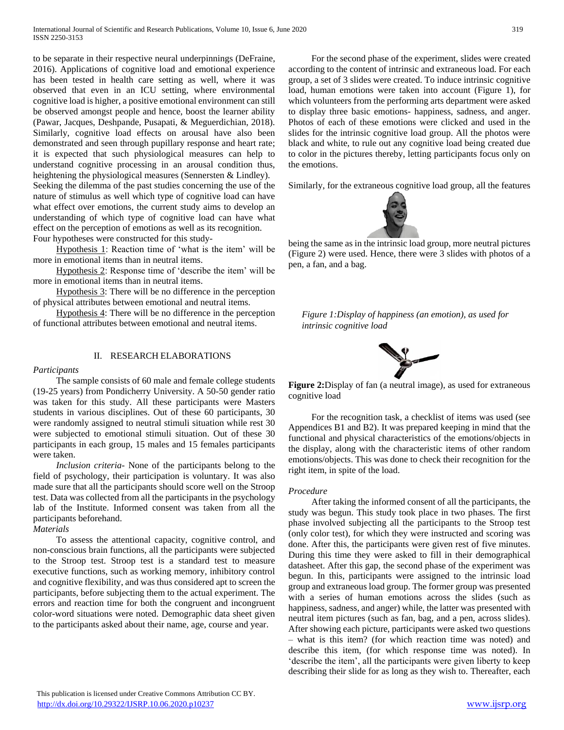to be separate in their respective neural underpinnings (DeFraine, 2016). Applications of cognitive load and emotional experience has been tested in health care setting as well, where it was observed that even in an ICU setting, where environmental cognitive load is higher, a positive emotional environment can still be observed amongst people and hence, boost the learner ability (Pawar, Jacques, Deshpande, Pusapati, & Meguerdichian, 2018). Similarly, cognitive load effects on arousal have also been demonstrated and seen through pupillary response and heart rate; it is expected that such physiological measures can help to understand cognitive processing in an arousal condition thus, heightening the physiological measures (Sennersten & Lindley).

Seeking the dilemma of the past studies concerning the use of the nature of stimulus as well which type of cognitive load can have what effect over emotions, the current study aims to develop an understanding of which type of cognitive load can have what effect on the perception of emotions as well as its recognition. Four hypotheses were constructed for this study-

Hypothesis 1: Reaction time of 'what is the item' will be more in emotional items than in neutral items.

Hypothesis 2: Response time of 'describe the item' will be more in emotional items than in neutral items.

Hypothesis 3: There will be no difference in the perception of physical attributes between emotional and neutral items.

Hypothesis 4: There will be no difference in the perception of functional attributes between emotional and neutral items.

## II. RESEARCH ELABORATIONS

### *Participants*

The sample consists of 60 male and female college students (19-25 years) from Pondicherry University. A 50-50 gender ratio was taken for this study. All these participants were Masters students in various disciplines. Out of these 60 participants, 30 were randomly assigned to neutral stimuli situation while rest 30 were subjected to emotional stimuli situation. Out of these 30 participants in each group, 15 males and 15 females participants were taken.

*Inclusion criteria-* None of the participants belong to the field of psychology, their participation is voluntary. It was also made sure that all the participants should score well on the Stroop test. Data was collected from all the participants in the psychology lab of the Institute. Informed consent was taken from all the participants beforehand.

### *Materials*

To assess the attentional capacity, cognitive control, and non-conscious brain functions, all the participants were subjected to the Stroop test. Stroop test is a standard test to measure executive functions, such as working memory, inhibitory control and cognitive flexibility, and was thus considered apt to screen the participants, before subjecting them to the actual experiment. The errors and reaction time for both the congruent and incongruent color-word situations were noted. Demographic data sheet given to the participants asked about their name, age, course and year.

For the second phase of the experiment, slides were created according to the content of intrinsic and extraneous load. For each group, a set of 3 slides were created. To induce intrinsic cognitive load, human emotions were taken into account (Figure 1), for which volunteers from the performing arts department were asked to display three basic emotions- happiness, sadness, and anger. Photos of each of these emotions were clicked and used in the slides for the intrinsic cognitive load group. All the photos were black and white, to rule out any cognitive load being created due to color in the pictures thereby, letting participants focus only on the emotions.

Similarly, for the extraneous cognitive load group, all the features being the same as in the intrinsic load group, more neutral pictures (Figure 2) were used. Hence, there were 3 slides with photos of a pen, a fan, and a bag.

*Figure 1:Display of happiness (an emotion), as used for intrinsic cognitive load*

**Figure 2:**Display of fan (a neutral image), as used for extraneous cognitive load

For the recognition task, a checklist of items was used (see Appendices B1 and B2). It was prepared keeping in mind that the functional and physical characteristics of the emotions/objects in the display, along with the characteristic items of other random emotions/objects. This was done to check their recognition for the right item, in spite of the load.

### *Procedure*

After taking the informed consent of all the participants, the study was begun. This study took place in two phases. The first phase involved subjecting all the participants to the Stroop test (only color test), for which they were instructed and scoring was done. After this, the participants were given rest of five minutes. During this time they were asked to fill in their demographical datasheet. After this gap, the second phase of the experiment was begun. In this, participants were assigned to the intrinsic load group and extraneous load group. The former group was presented with a series of human emotions across the slides (such as happiness, sadness, and anger) while, the latter was presented with neutral item pictures (such as fan, bag, and a pen, across slides). After showing each picture, participants were asked two questions – what is this item? (for which reaction time was noted) and describe this item, (for which response time was noted). In 'describe the item', all the participants were given liberty to keep describing their slide for as long as they wish to. Thereafter, each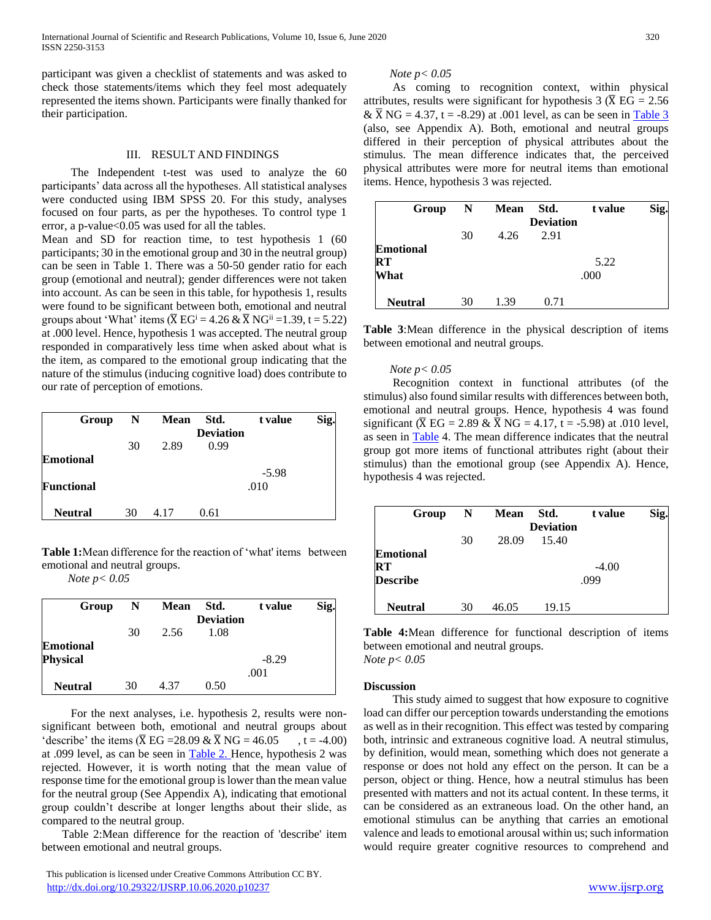participant was given a checklist of statements and was asked to check those statements/items which they feel most adequately represented the items shown. Participants were finally thanked for their participation.

## III. RESULT AND FINDINGS

The Independent t-test was used to analyze the 60 participants' data across all the hypotheses. All statistical analyses were conducted using IBM SPSS 20. For this study, analyses focused on four parts, as per the hypotheses. To control type 1 error, a p-value<0.05 was used for all the tables.

Mean and SD for reaction time, to test hypothesis 1 (60 participants; 30 in the emotional group and 30 in the neutral group) can be seen in Table 1. There was a 50-50 gender ratio for each group (emotional and neutral); gender differences were not taken into account. As can be seen in this table, for hypothesis 1, results were found to be significant between both, emotional and neutral groups about 'What' items ($\bar{X}$ EG[i] = 4.26 & $\bar{X}$ NG[ii] =1.39, t = 5.22) at .000 level. Hence, hypothesis 1 was accepted. The neutral group responded in comparatively less time when asked about what is the item, as compared to the emotional group indicating that the nature of the stimulus (inducing cognitive load) does contribute to our rate of perception of emotions.

| Group | N | Mean | Std. Deviation | t value | Sig. |
|---|---|---|---|---|---|
| Emotional | 30 | 2.89 | 0.99 | | |
| Functional | | | | -5.98 .010 | |
| Neutral | 30 | 4.17 | 0.61 | | |

**Table 1:**Mean difference for the reaction of 'what' items between emotional and neutral groups.

*Note p< 0.05*

| Group | N | Mean | Std. Deviation | t value | Sig. |
|---|---|---|---|---|---|
| Emotional | 30 | 2.56 | 1.08 | | |
| Physical | | | | -8.29 .001 | |
| Neutral | 30 | 4.37 | 0.50 | | |

For the next analyses, i.e. hypothesis 2, results were non-significant between both, emotional and neutral groups about 'describe' the items ($\bar{X}$ EG =28.09 & $\bar{X}$ NG = 46.05 , t = -4.00) at .099 level, as can be seen in Table 2. Hence, hypothesis 2 was rejected. However, it is worth noting that the mean value of response time for the emotional group is lower than the mean value for the neutral group (See Appendix A), indicating that emotional group couldn't describe at longer lengths about their slide, as compared to the neutral group.

Table 2:Mean difference for the reaction of 'describe' item between emotional and neutral groups.

*Note p< 0.05*

As coming to recognition context, within physical attributes, results were significant for hypothesis 3 ($\bar{X}$ EG = 2.56 & $\bar{X}$ NG = 4.37, t = -8.29) at .001 level, as can be seen in Table 3 (also, see Appendix A). Both, emotional and neutral groups differed in their perception of physical attributes about the stimulus. The mean difference indicates that, the perceived physical attributes were more for neutral items than emotional items. Hence, hypothesis 3 was rejected.

| Group | N | Mean | Std. Deviation | t value | Sig. |
|---|---|---|---|---|---|
| Emotional | 30 | 4.26 | 2.91 | | |
| RT What | | | | 5.22 .000 | |
| Neutral | 30 | 1.39 | 0.71 | | |

**Table 3**:Mean difference in the physical description of items between emotional and neutral groups.

*Note p< 0.05*

Recognition context in functional attributes (of the stimulus) also found similar results with differences between both, emotional and neutral groups. Hence, hypothesis 4 was found significant ($\bar{X}$ EG = 2.89 & $\bar{X}$ NG = 4.17, t = -5.98) at .010 level, as seen in Table 4. The mean difference indicates that the neutral group got more items of functional attributes right (about their stimulus) than the emotional group (see Appendix A). Hence, hypothesis 4 was rejected.

| Group | N | Mean | Std. Deviation | t value | Sig. |
|---|---|---|---|---|---|
| Emotional | 30 | 28.09 | 15.40 | | |
| RT Describe | | | | -4.00 .099 | |
| Neutral | 30 | 46.05 | 19.15 | | |

**Table 4:**Mean difference for functional description of items between emotional and neutral groups.

*Note p< 0.05*

**Discussion**

This study aimed to suggest that how exposure to cognitive load can differ our perception towards understanding the emotions as well as in their recognition. This effect was tested by comparing both, intrinsic and extraneous cognitive load. A neutral stimulus, by definition, would mean, something which does not generate a response or does not hold any effect on the person. It can be a person, object or thing. Hence, how a neutral stimulus has been presented with matters and not its actual content. In these terms, it can be considered as an extraneous load. On the other hand, an emotional stimulus can be anything that carries an emotional valence and leads to emotional arousal within us; such information would require greater cognitive resources to comprehend and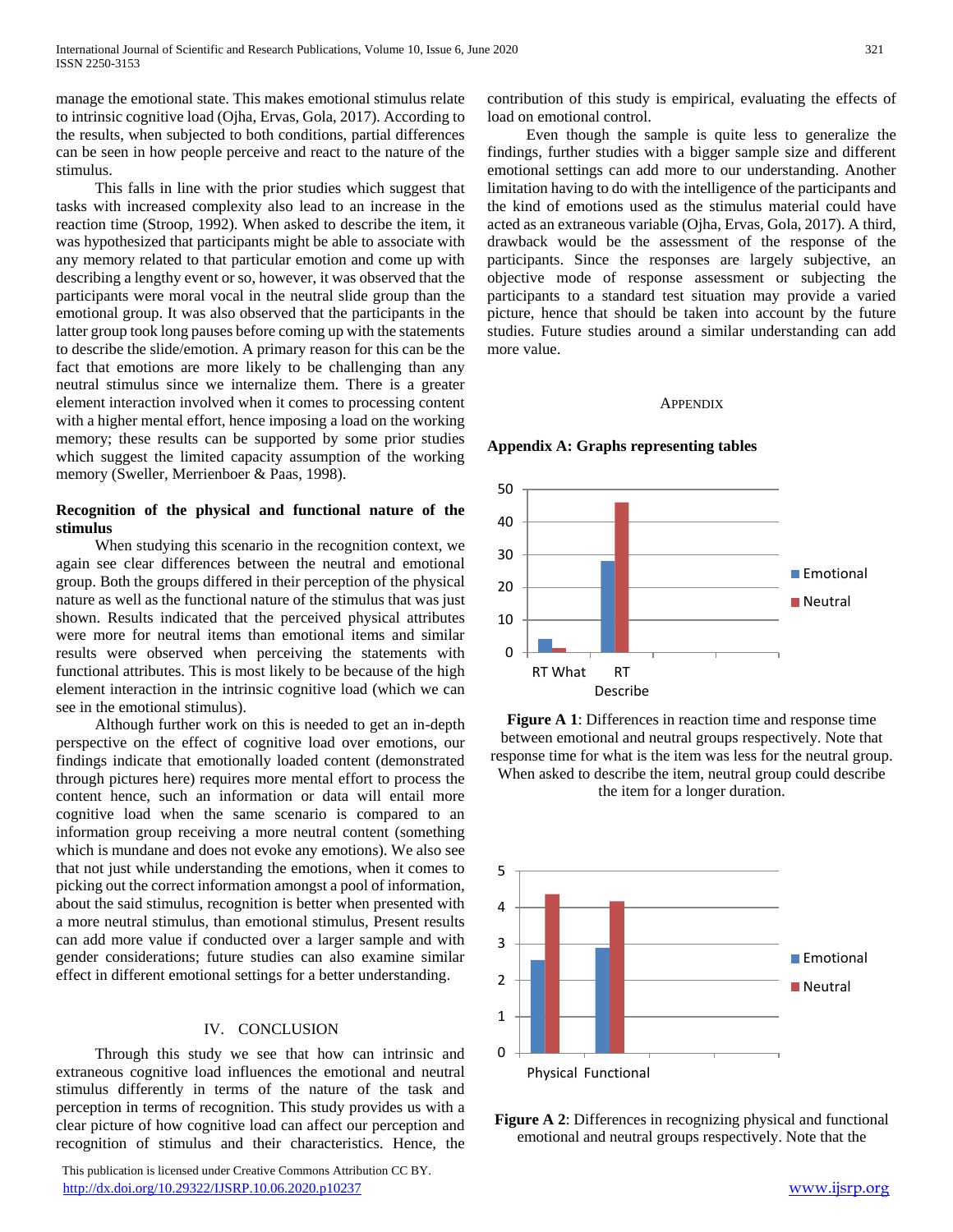manage the emotional state. This makes emotional stimulus relate to intrinsic cognitive load (Ojha, Ervas, Gola, 2017). According to the results, when subjected to both conditions, partial differences can be seen in how people perceive and react to the nature of the stimulus.

This falls in line with the prior studies which suggest that tasks with increased complexity also lead to an increase in the reaction time (Stroop, 1992). When asked to describe the item, it was hypothesized that participants might be able to associate with any memory related to that particular emotion and come up with describing a lengthy event or so, however, it was observed that the participants were moral vocal in the neutral slide group than the emotional group. It was also observed that the participants in the latter group took long pauses before coming up with the statements to describe the slide/emotion. A primary reason for this can be the fact that emotions are more likely to be challenging than any neutral stimulus since we internalize them. There is a greater element interaction involved when it comes to processing content with a higher mental effort, hence imposing a load on the working memory; these results can be supported by some prior studies which suggest the limited capacity assumption of the working memory (Sweller, Merrienboer & Paas, 1998).

**Recognition of the physical and functional nature of the stimulus**

When studying this scenario in the recognition context, we again see clear differences between the neutral and emotional group. Both the groups differed in their perception of the physical nature as well as the functional nature of the stimulus that was just shown. Results indicated that the perceived physical attributes were more for neutral items than emotional items and similar results were observed when perceiving the statements with functional attributes. This is most likely to be because of the high element interaction in the intrinsic cognitive load (which we can see in the emotional stimulus).

Although further work on this is needed to get an in-depth perspective on the effect of cognitive load over emotions, our findings indicate that emotionally loaded content (demonstrated through pictures here) requires more mental effort to process the content hence, such an information or data will entail more cognitive load when the same scenario is compared to an information group receiving a more neutral content (something which is mundane and does not evoke any emotions). We also see that not just while understanding the emotions, when it comes to picking out the correct information amongst a pool of information, about the said stimulus, recognition is better when presented with a more neutral stimulus, than emotional stimulus, Present results can add more value if conducted over a larger sample and with gender considerations; future studies can also examine similar effect in different emotional settings for a better understanding.

## IV. Conclusion

Through this study we see that how can intrinsic and extraneous cognitive load influences the emotional and neutral stimulus differently in terms of the nature of the task and perception in terms of recognition. This study provides us with a clear picture of how cognitive load can affect our perception and recognition of stimulus and their characteristics. Hence, the contribution of this study is empirical, evaluating the effects of load on emotional control.

Even though the sample is quite less to generalize the findings, further studies with a bigger sample size and different emotional settings can add more to our understanding. Another limitation having to do with the intelligence of the participants and the kind of emotions used as the stimulus material could have acted as an extraneous variable (Ojha, Ervas, Gola, 2017). A third, drawback would be the assessment of the response of the participants. Since the responses are largely subjective, an objective mode of response assessment or subjecting the participants to a standard test situation may provide a varied picture, hence that should be taken into account by the future studies. Future studies around a similar understanding can add more value.

## Appendix

**Appendix A: Graphs representing tables**

**Figure A 1**: Differences in reaction time and response time between emotional and neutral groups respectively. Note that response time for what is the item was less for the neutral group. When asked to describe the item, neutral group could describe the item for a longer duration.

**Figure A 2**: Differences in recognizing physical and functional emotional and neutral groups respectively. Note that the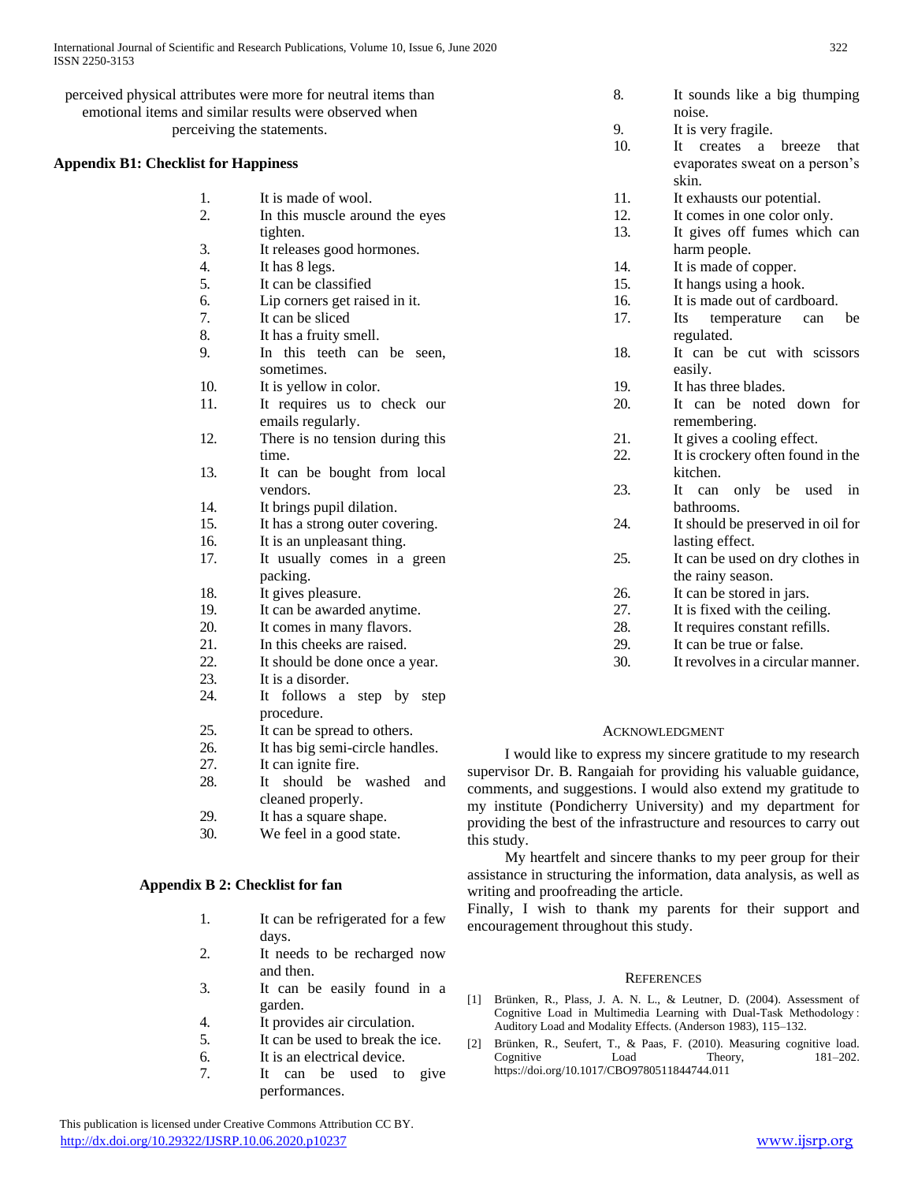perceived physical attributes were more for neutral items than emotional items and similar results were observed when perceiving the statements.

### Appendix B1: Checklist for Happiness

1. It is made of wool.
2. In this muscle around the eyes tighten.
3. It releases good hormones.
4. It has 8 legs.
5. It can be classified
6. Lip corners get raised in it.
7. It can be sliced
8. It has a fruity smell.
9. In this teeth can be seen, sometimes.
10. It is yellow in color.
11. It requires us to check our emails regularly.
12. There is no tension during this time.
13. It can be bought from local vendors.
14. It brings pupil dilation.
15. It has a strong outer covering.
16. It is an unpleasant thing.
17. It usually comes in a green packing.
18. It gives pleasure.
19. It can be awarded anytime.
20. It comes in many flavors.
21. In this cheeks are raised.
22. It should be done once a year.
23. It is a disorder.
24. It follows a step by step procedure.
25. It can be spread to others.
26. It has big semi-circle handles.
27. It can ignite fire.
28. It should be washed and cleaned properly.
29. It has a square shape.
30. We feel in a good state.

### Appendix B 2: Checklist for fan

1. It can be refrigerated for a few days.
2. It needs to be recharged now and then.
3. It can be easily found in a garden.
4. It provides air circulation.
5. It can be used to break the ice.
6. It is an electrical device.
7. It can be used to give performances.
8. It sounds like a big thumping noise.
9. It is very fragile.
10. It creates a breeze that evaporates sweat on a person's skin.
11. It exhausts our potential.
12. It comes in one color only.
13. It gives off fumes which can harm people.
14. It is made of copper.
15. It hangs using a hook.
16. It is made out of cardboard.
17. Its temperature can be regulated.
18. It can be cut with scissors easily.
19. It has three blades.
20. It can be noted down for remembering.
21. It gives a cooling effect.
22. It is crockery often found in the kitchen.
23. It can only be used in bathrooms.
24. It should be preserved in oil for lasting effect.
25. It can be used on dry clothes in the rainy season.
26. It can be stored in jars.
27. It is fixed with the ceiling.
28. It requires constant refills.
29. It can be true or false.
30. It revolves in a circular manner.

## Acknowledgment

I would like to express my sincere gratitude to my research supervisor Dr. B. Rangaiah for providing his valuable guidance, comments, and suggestions. I would also extend my gratitude to my institute (Pondicherry University) and my department for providing the best of the infrastructure and resources to carry out this study.

My heartfelt and sincere thanks to my peer group for their assistance in structuring the information, data analysis, as well as writing and proofreading the article.

Finally, I wish to thank my parents for their support and encouragement throughout this study.

## References

[1] Brünken, R., Plass, J. A. N. L., & Leutner, D. (2004). Assessment of Cognitive Load in Multimedia Learning with Dual-Task Methodology : Auditory Load and Modality Effects. (Anderson 1983), 115–132.

[2] Brünken, R., Seufert, T., & Paas, F. (2010). Measuring cognitive load. Cognitive Load Theory, 181–202. https://doi.org/10.1017/CBO9780511844744.011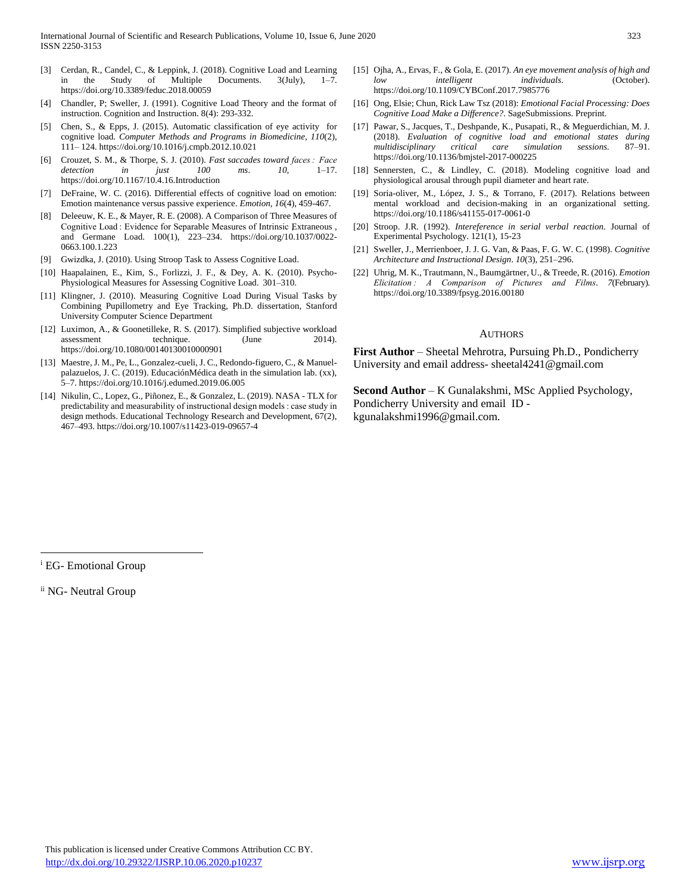[3] Cerdan, R., Candel, C., & Leppink, J. (2018). Cognitive Load and Learning in the Study of Multiple Documents. 3(July), 1–7. https://doi.org/10.3389/feduc.2018.00059

[4] Chandler, P; Sweller, J. (1991). Cognitive Load Theory and the format of instruction. Cognition and Instruction. 8(4): 293-332.

[5] Chen, S., & Epps, J. (2015). Automatic classification of eye activity for cognitive load. *Computer Methods and Programs in Biomedicine*, *110*(2), 111– 124. https://doi.org/10.1016/j.cmpb.2012.10.021

[6] Crouzet, S. M., & Thorpe, S. J. (2010). *Fast saccades toward faces : Face detection in just 100 ms*. *10*, 1–17. https://doi.org/10.1167/10.4.16.Introduction

[7] DeFraine, W. C. (2016). Differential effects of cognitive load on emotion: Emotion maintenance versus passive experience. *Emotion, 16*(4), 459-467.

[8] Deleeuw, K. E., & Mayer, R. E. (2008). A Comparison of Three Measures of Cognitive Load : Evidence for Separable Measures of Intrinsic Extraneous , and Germane Load. 100(1), 223–234. https://doi.org/10.1037/0022-0663.100.1.223

[9] Gwizdka, J. (2010). Using Stroop Task to Assess Cognitive Load.

[10] Haapalainen, E., Kim, S., Forlizzi, J. F., & Dey, A. K. (2010). Psycho-Physiological Measures for Assessing Cognitive Load. 301–310.

[11] Klingner, J. (2010). Measuring Cognitive Load During Visual Tasks by Combining Pupillometry and Eye Tracking, Ph.D. dissertation, Stanford University Computer Science Department

[12] Luximon, A., & Goonetilleke, R. S. (2017). Simplified subjective workload assessment technique. (June 2014). https://doi.org/10.1080/00140130010000901

[13] Maestre, J. M., Pe, L., Gonzalez-cueli, J. C., Redondo-figuero, C., & Manuel-palazuelos, J. C. (2019). EducaciónMédica death in the simulation lab. (xx), 5–7. https://doi.org/10.1016/j.edumed.2019.06.005

[14] Nikulin, C., Lopez, G., Piñonez, E., & Gonzalez, L. (2019). NASA - TLX for predictability and measurability of instructional design models : case study in design methods. Educational Technology Research and Development, 67(2), 467–493. https://doi.org/10.1007/s11423-019-09657-4

[15] Ojha, A., Ervas, F., & Gola, E. (2017). *An eye movement analysis of high and low intelligent individuals*. (October). https://doi.org/10.1109/CYBConf.2017.7985776

[16] Ong, Elsie; Chun, Rick Law Tsz (2018): *Emotional Facial Processing: Does Cognitive Load Make a Difference?.* SageSubmissions. Preprint.

[17] Pawar, S., Jacques, T., Deshpande, K., Pusapati, R., & Meguerdichian, M. J. (2018). *Evaluation of cognitive load and emotional states during multidisciplinary critical care simulation sessions.* 87–91. https://doi.org/10.1136/bmjstel-2017-000225

[18] Sennersten, C., & Lindley, C. (2018). Modeling cognitive load and physiological arousal through pupil diameter and heart rate.

[19] Soria-oliver, M., López, J. S., & Torrano, F. (2017). Relations between mental workload and decision-making in an organizational setting. https://doi.org/10.1186/s41155-017-0061-0

[20] Stroop. J.R. (1992). *Intereference in serial verbal reaction.* Journal of Experimental Psychology. 121(1), 15-23

[21] Sweller, J., Merrienboer, J. J. G. Van, & Paas, F. G. W. C. (1998). *Cognitive Architecture and Instructional Design*. *10*(3), 251–296.

[22] Uhrig, M. K., Trautmann, N., Baumgärtner, U., & Treede, R. (2016). *Emotion Elicitation : A Comparison of Pictures and Films*. *7*(February). https://doi.org/10.3389/fpsyg.2016.00180

## AUTHORS

**First Author** – Sheetal Mehrotra, Pursuing Ph.D., Pondicherry University and email address- sheetal4241@gmail.com

**Second Author** – K Gunalakshmi, MSc Applied Psychology, Pondicherry University and email ID - kgunalakshmi1996@gmail.com.

---

[i] EG- Emotional Group

[ii] NG- Neutral Group